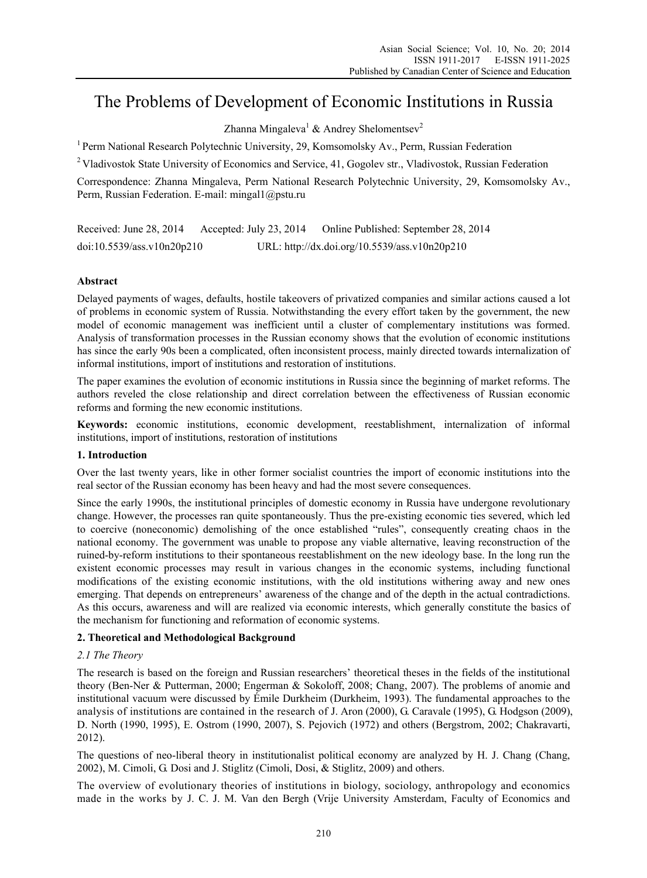# The Problems of Development of Economic Institutions in Russia

Zhanna Mingaleva[1] & Andrey Shelomentsev[2]

[1] Perm National Research Polytechnic University, 29, Komsomolsky Av., Perm, Russian Federation

[2] Vladivostok State University of Economics and Service, 41, Gogolev str., Vladivostok, Russian Federation

Correspondence: Zhanna Mingaleva, Perm National Research Polytechnic University, 29, Komsomolsky Av., Perm, Russian Federation. E-mail: mingal1@pstu.ru

Received: June 28, 2014 Accepted: July 23, 2014 Online Published: September 28, 2014

doi:10.5539/ass.v10n20p210 URL: http://dx.doi.org/10.5539/ass.v10n20p210

## Abstract

Delayed payments of wages, defaults, hostile takeovers of privatized companies and similar actions caused a lot of problems in economic system of Russia. Notwithstanding the every effort taken by the government, the new model of economic management was inefficient until a cluster of complementary institutions was formed. Analysis of transformation processes in the Russian economy shows that the evolution of economic institutions has since the early 90s been a complicated, often inconsistent process, mainly directed towards internalization of informal institutions, import of institutions and restoration of institutions.

The paper examines the evolution of economic institutions in Russia since the beginning of market reforms. The authors reveled the close relationship and direct correlation between the effectiveness of Russian economic reforms and forming the new economic institutions.

**Keywords:** economic institutions, economic development, reestablishment, internalization of informal institutions, import of institutions, restoration of institutions

## 1. Introduction

Over the last twenty years, like in other former socialist countries the import of economic institutions into the real sector of the Russian economy has been heavy and had the most severe consequences.

Since the early 1990s, the institutional principles of domestic economy in Russia have undergone revolutionary change. However, the processes ran quite spontaneously. Thus the pre-existing economic ties severed, which led to coercive (noneconomic) demolishing of the once established "rules", consequently creating chaos in the national economy. The government was unable to propose any viable alternative, leaving reconstruction of the ruined-by-reform institutions to their spontaneous reestablishment on the new ideology base. In the long run the existent economic processes may result in various changes in the economic systems, including functional modifications of the existing economic institutions, with the old institutions withering away and new ones emerging. That depends on entrepreneurs' awareness of the change and of the depth in the actual contradictions. As this occurs, awareness and will are realized via economic interests, which generally constitute the basics of the mechanism for functioning and reformation of economic systems.

## 2. Theoretical and Methodological Background

### 2.1 The Theory

The research is based on the foreign and Russian researchers' theoretical theses in the fields of the institutional theory (Ben-Ner & Putterman, 2000; Engerman & Sokoloff, 2008; Chang, 2007). The problems of anomie and institutional vacuum were discussed by Émile Durkheim (Durkheim, 1993). The fundamental approaches to the analysis of institutions are contained in the research of J. Aron (2000), G. Caravale (1995), G. Hodgson (2009), D. North (1990, 1995), E. Ostrom (1990, 2007), S. Pejovich (1972) and others (Bergstrom, 2002; Chakravarti, 2012).

The questions of neo-liberal theory in institutionalist political economy are analyzed by H. J. Chang (Chang, 2002), M. Cimoli, G. Dosi and J. Stiglitz (Cimoli, Dosi, & Stiglitz, 2009) and others.

The overview of evolutionary theories of institutions in biology, sociology, anthropology and economics made in the works by J. C. J. M. Van den Bergh (Vrije University Amsterdam, Faculty of Economics and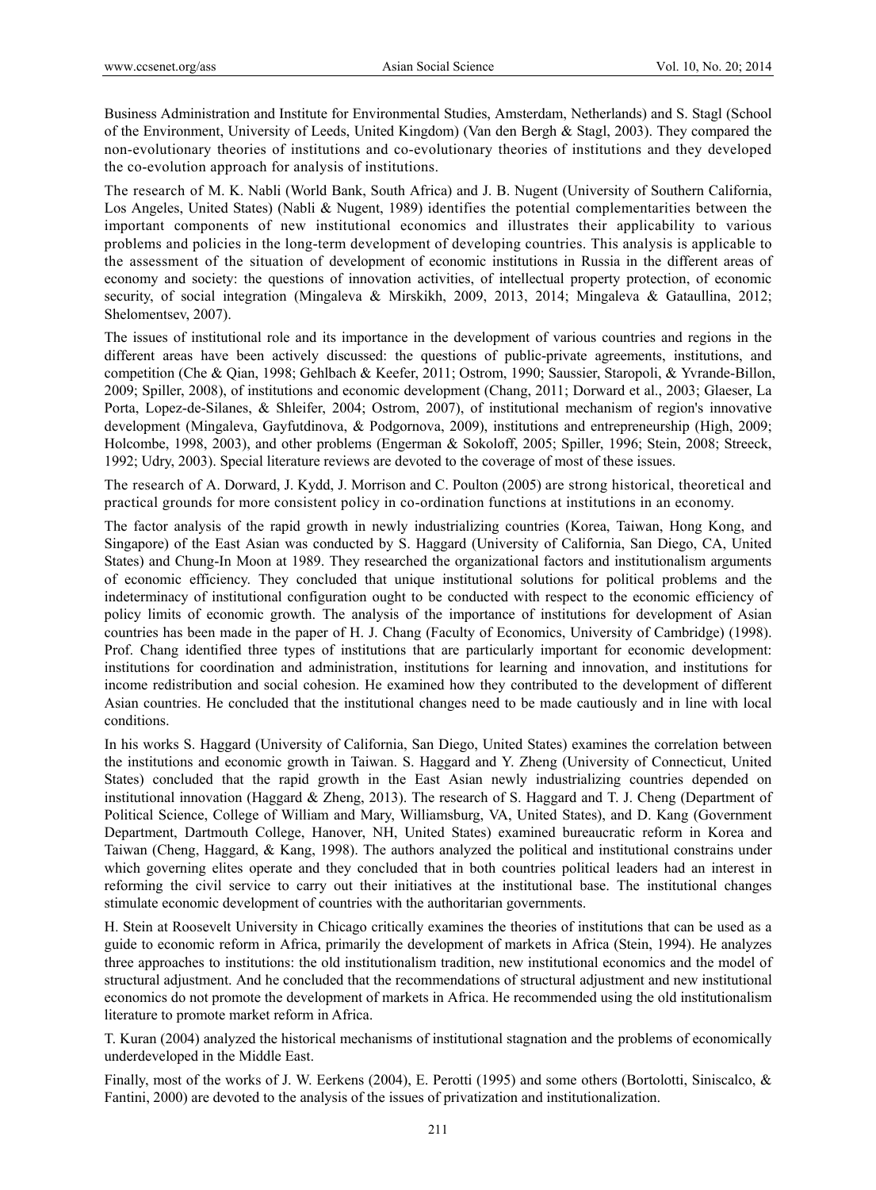Business Administration and Institute for Environmental Studies, Amsterdam, Netherlands) and S. Stagl (School of the Environment, University of Leeds, United Kingdom) (Van den Bergh & Stagl, 2003). They compared the non-evolutionary theories of institutions and co-evolutionary theories of institutions and they developed the co-evolution approach for analysis of institutions.

The research of M. K. Nabli (World Bank, South Africa) and J. B. Nugent (University of Southern California, Los Angeles, United States) (Nabli & Nugent, 1989) identifies the potential complementarities between the important components of new institutional economics and illustrates their applicability to various problems and policies in the long-term development of developing countries. This analysis is applicable to the assessment of the situation of development of economic institutions in Russia in the different areas of economy and society: the questions of innovation activities, of intellectual property protection, of economic security, of social integration (Mingaleva & Mirskikh, 2009, 2013, 2014; Mingaleva & Gataullina, 2012; Shelomentsev, 2007).

The issues of institutional role and its importance in the development of various countries and regions in the different areas have been actively discussed: the questions of public-private agreements, institutions, and competition (Che & Qian, 1998; Gehlbach & Keefer, 2011; Ostrom, 1990; Saussier, Staropoli, & Yvrande-Billon, 2009; Spiller, 2008), of institutions and economic development (Chang, 2011; Dorward et al., 2003; Glaeser, La Porta, Lopez-de-Silanes, & Shleifer, 2004; Ostrom, 2007), of institutional mechanism of region's innovative development (Mingaleva, Gayfutdinova, & Podgornova, 2009), institutions and entrepreneurship (High, 2009; Holcombe, 1998, 2003), and other problems (Engerman & Sokoloff, 2005; Spiller, 1996; Stein, 2008; Streeck, 1992; Udry, 2003). Special literature reviews are devoted to the coverage of most of these issues.

The research of A. Dorward, J. Kydd, J. Morrison and C. Poulton (2005) are strong historical, theoretical and practical grounds for more consistent policy in co-ordination functions at institutions in an economy.

The factor analysis of the rapid growth in newly industrializing countries (Korea, Taiwan, Hong Kong, and Singapore) of the East Asian was conducted by S. Haggard (University of California, San Diego, CA, United States) and Chung-In Moon at 1989. They researched the organizational factors and institutionalism arguments of economic efficiency. They concluded that unique institutional solutions for political problems and the indeterminacy of institutional configuration ought to be conducted with respect to the economic efficiency of policy limits of economic growth. The analysis of the importance of institutions for development of Asian countries has been made in the paper of H. J. Chang (Faculty of Economics, University of Cambridge) (1998). Prof. Chang identified three types of institutions that are particularly important for economic development: institutions for coordination and administration, institutions for learning and innovation, and institutions for income redistribution and social cohesion. He examined how they contributed to the development of different Asian countries. He concluded that the institutional changes need to be made cautiously and in line with local conditions.

In his works S. Haggard (University of California, San Diego, United States) examines the correlation between the institutions and economic growth in Taiwan. S. Haggard and Y. Zheng (University of Connecticut, United States) concluded that the rapid growth in the East Asian newly industrializing countries depended on institutional innovation (Haggard & Zheng, 2013). The research of S. Haggard and T. J. Cheng (Department of Political Science, College of William and Mary, Williamsburg, VA, United States), and D. Kang (Government Department, Dartmouth College, Hanover, NH, United States) examined bureaucratic reform in Korea and Taiwan (Cheng, Haggard, & Kang, 1998). The authors analyzed the political and institutional constrains under which governing elites operate and they concluded that in both countries political leaders had an interest in reforming the civil service to carry out their initiatives at the institutional base. The institutional changes stimulate economic development of countries with the authoritarian governments.

H. Stein at Roosevelt University in Chicago critically examines the theories of institutions that can be used as a guide to economic reform in Africa, primarily the development of markets in Africa (Stein, 1994). He analyzes three approaches to institutions: the old institutionalism tradition, new institutional economics and the model of structural adjustment. And he concluded that the recommendations of structural adjustment and new institutional economics do not promote the development of markets in Africa. He recommended using the old institutionalism literature to promote market reform in Africa.

T. Kuran (2004) analyzed the historical mechanisms of institutional stagnation and the problems of economically underdeveloped in the Middle East.

Finally, most of the works of J. W. Eerkens (2004), E. Perotti (1995) and some others (Bortolotti, Siniscalco, & Fantini, 2000) are devoted to the analysis of the issues of privatization and institutionalization.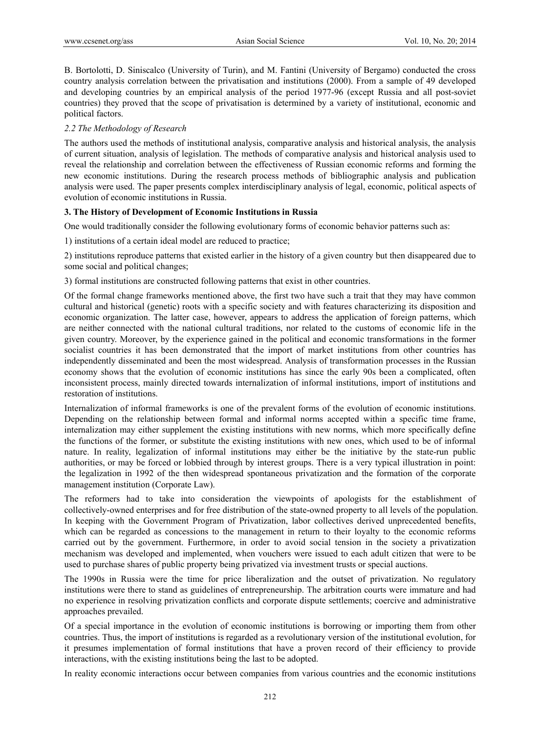B. Bortolotti, D. Siniscalco (University of Turin), and M. Fantini (University of Bergamo) conducted the cross country analysis correlation between the privatisation and institutions (2000). From a sample of 49 developed and developing countries by an empirical analysis of the period 1977-96 (except Russia and all post-soviet countries) they proved that the scope of privatisation is determined by a variety of institutional, economic and political factors.

### *2.2 The Methodology of Research*

The authors used the methods of institutional analysis, comparative analysis and historical analysis, the analysis of current situation, analysis of legislation. The methods of comparative analysis and historical analysis used to reveal the relationship and correlation between the effectiveness of Russian economic reforms and forming the new economic institutions. During the research process methods of bibliographic analysis and publication analysis were used. The paper presents complex interdisciplinary analysis of legal, economic, political aspects of evolution of economic institutions in Russia.

## **3. The History of Development of Economic Institutions in Russia**

One would traditionally consider the following evolutionary forms of economic behavior patterns such as:

1) institutions of a certain ideal model are reduced to practice;

2) institutions reproduce patterns that existed earlier in the history of a given country but then disappeared due to some social and political changes;

3) formal institutions are constructed following patterns that exist in other countries.

Of the formal change frameworks mentioned above, the first two have such a trait that they may have common cultural and historical (genetic) roots with a specific society and with features characterizing its disposition and economic organization. The latter case, however, appears to address the application of foreign patterns, which are neither connected with the national cultural traditions, nor related to the customs of economic life in the given country. Moreover, by the experience gained in the political and economic transformations in the former socialist countries it has been demonstrated that the import of market institutions from other countries has independently disseminated and been the most widespread. Analysis of transformation processes in the Russian economy shows that the evolution of economic institutions has since the early 90s been a complicated, often inconsistent process, mainly directed towards internalization of informal institutions, import of institutions and restoration of institutions.

Internalization of informal frameworks is one of the prevalent forms of the evolution of economic institutions. Depending on the relationship between formal and informal norms accepted within a specific time frame, internalization may either supplement the existing institutions with new norms, which more specifically define the functions of the former, or substitute the existing institutions with new ones, which used to be of informal nature. In reality, legalization of informal institutions may either be the initiative by the state-run public authorities, or may be forced or lobbied through by interest groups. There is a very typical illustration in point: the legalization in 1992 of the then widespread spontaneous privatization and the formation of the corporate management institution (Corporate Law).

The reformers had to take into consideration the viewpoints of apologists for the establishment of collectively-owned enterprises and for free distribution of the state-owned property to all levels of the population. In keeping with the Government Program of Privatization, labor collectives derived unprecedented benefits, which can be regarded as concessions to the management in return to their loyalty to the economic reforms carried out by the government. Furthermore, in order to avoid social tension in the society a privatization mechanism was developed and implemented, when vouchers were issued to each adult citizen that were to be used to purchase shares of public property being privatized via investment trusts or special auctions.

The 1990s in Russia were the time for price liberalization and the outset of privatization. No regulatory institutions were there to stand as guidelines of entrepreneurship. The arbitration courts were immature and had no experience in resolving privatization conflicts and corporate dispute settlements; coercive and administrative approaches prevailed.

Of a special importance in the evolution of economic institutions is borrowing or importing them from other countries. Thus, the import of institutions is regarded as a revolutionary version of the institutional evolution, for it presumes implementation of formal institutions that have a proven record of their efficiency to provide interactions, with the existing institutions being the last to be adopted.

In reality economic interactions occur between companies from various countries and the economic institutions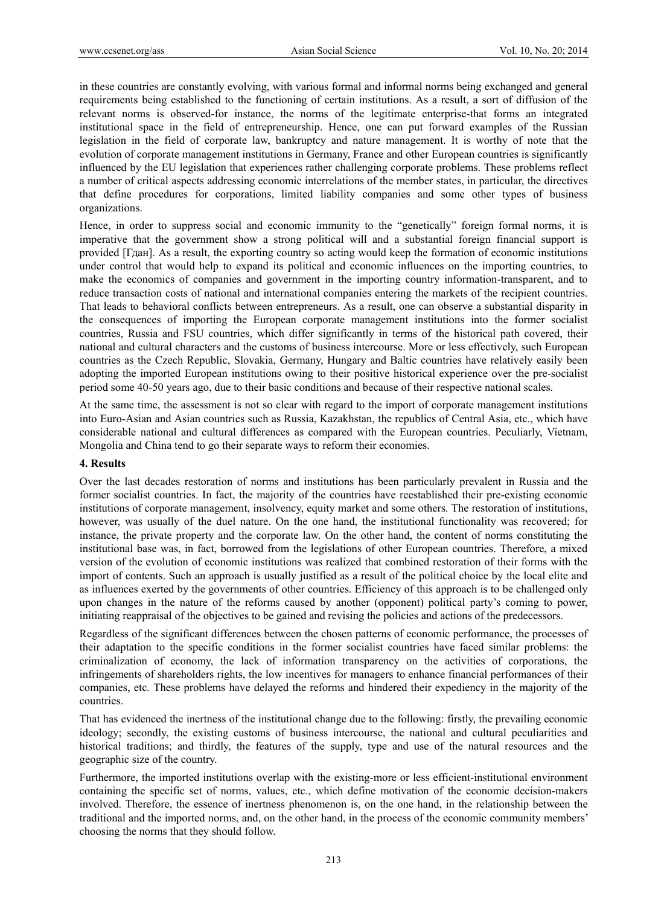in these countries are constantly evolving, with various formal and informal norms being exchanged and general requirements being established to the functioning of certain institutions. As a result, a sort of diffusion of the relevant norms is observed-for instance, the norms of the legitimate enterprise-that forms an integrated institutional space in the field of entrepreneurship. Hence, one can put forward examples of the Russian legislation in the field of corporate law, bankruptcy and nature management. It is worthy of note that the evolution of corporate management institutions in Germany, France and other European countries is significantly influenced by the EU legislation that experiences rather challenging corporate problems. These problems reflect a number of critical aspects addressing economic interrelations of the member states, in particular, the directives that define procedures for corporations, limited liability companies and some other types of business organizations.

Hence, in order to suppress social and economic immunity to the "genetically" foreign formal norms, it is imperative that the government show a strong political will and a substantial foreign financial support is provided [Гдан]. As a result, the exporting country so acting would keep the formation of economic institutions under control that would help to expand its political and economic influences on the importing countries, to make the economics of companies and government in the importing country information-transparent, and to reduce transaction costs of national and international companies entering the markets of the recipient countries. That leads to behavioral conflicts between entrepreneurs. As a result, one can observe a substantial disparity in the consequences of importing the European corporate management institutions into the former socialist countries, Russia and FSU countries, which differ significantly in terms of the historical path covered, their national and cultural characters and the customs of business intercourse. More or less effectively, such European countries as the Czech Republic, Slovakia, Germany, Hungary and Baltic countries have relatively easily been adopting the imported European institutions owing to their positive historical experience over the pre-socialist period some 40-50 years ago, due to their basic conditions and because of their respective national scales.

At the same time, the assessment is not so clear with regard to the import of corporate management institutions into Euro-Asian and Asian countries such as Russia, Kazakhstan, the republics of Central Asia, etc., which have considerable national and cultural differences as compared with the European countries. Peculiarly, Vietnam, Mongolia and China tend to go their separate ways to reform their economies.

## 4. Results

Over the last decades restoration of norms and institutions has been particularly prevalent in Russia and the former socialist countries. In fact, the majority of the countries have reestablished their pre-existing economic institutions of corporate management, insolvency, equity market and some others. The restoration of institutions, however, was usually of the duel nature. On the one hand, the institutional functionality was recovered; for instance, the private property and the corporate law. On the other hand, the content of norms constituting the institutional base was, in fact, borrowed from the legislations of other European countries. Therefore, a mixed version of the evolution of economic institutions was realized that combined restoration of their forms with the import of contents. Such an approach is usually justified as a result of the political choice by the local elite and as influences exerted by the governments of other countries. Efficiency of this approach is to be challenged only upon changes in the nature of the reforms caused by another (opponent) political party's coming to power, initiating reappraisal of the objectives to be gained and revising the policies and actions of the predecessors.

Regardless of the significant differences between the chosen patterns of economic performance, the processes of their adaptation to the specific conditions in the former socialist countries have faced similar problems: the criminalization of economy, the lack of information transparency on the activities of corporations, the infringements of shareholders rights, the low incentives for managers to enhance financial performances of their companies, etc. These problems have delayed the reforms and hindered their expediency in the majority of the countries.

That has evidenced the inertness of the institutional change due to the following: firstly, the prevailing economic ideology; secondly, the existing customs of business intercourse, the national and cultural peculiarities and historical traditions; and thirdly, the features of the supply, type and use of the natural resources and the geographic size of the country.

Furthermore, the imported institutions overlap with the existing-more or less efficient-institutional environment containing the specific set of norms, values, etc., which define motivation of the economic decision-makers involved. Therefore, the essence of inertness phenomenon is, on the one hand, in the relationship between the traditional and the imported norms, and, on the other hand, in the process of the economic community members' choosing the norms that they should follow.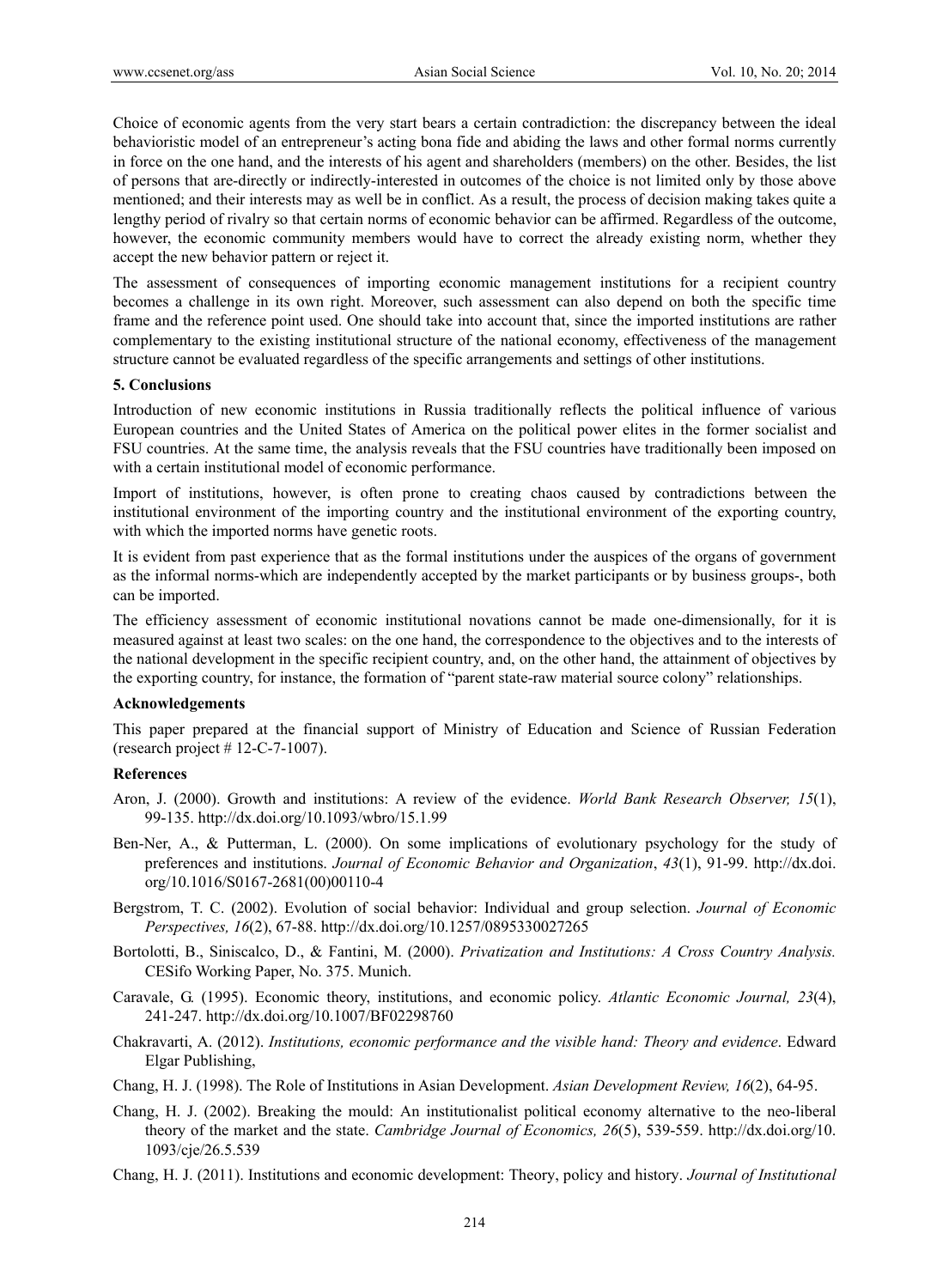Choice of economic agents from the very start bears a certain contradiction: the discrepancy between the ideal behavioristic model of an entrepreneur's acting bona fide and abiding the laws and other formal norms currently in force on the one hand, and the interests of his agent and shareholders (members) on the other. Besides, the list of persons that are-directly or indirectly-interested in outcomes of the choice is not limited only by those above mentioned; and their interests may as well be in conflict. As a result, the process of decision making takes quite a lengthy period of rivalry so that certain norms of economic behavior can be affirmed. Regardless of the outcome, however, the economic community members would have to correct the already existing norm, whether they accept the new behavior pattern or reject it.

The assessment of consequences of importing economic management institutions for a recipient country becomes a challenge in its own right. Moreover, such assessment can also depend on both the specific time frame and the reference point used. One should take into account that, since the imported institutions are rather complementary to the existing institutional structure of the national economy, effectiveness of the management structure cannot be evaluated regardless of the specific arrangements and settings of other institutions.

## 5. Conclusions

Introduction of new economic institutions in Russia traditionally reflects the political influence of various European countries and the United States of America on the political power elites in the former socialist and FSU countries. At the same time, the analysis reveals that the FSU countries have traditionally been imposed on with a certain institutional model of economic performance.

Import of institutions, however, is often prone to creating chaos caused by contradictions between the institutional environment of the importing country and the institutional environment of the exporting country, with which the imported norms have genetic roots.

It is evident from past experience that as the formal institutions under the auspices of the organs of government as the informal norms-which are independently accepted by the market participants or by business groups-, both can be imported.

The efficiency assessment of economic institutional novations cannot be made one-dimensionally, for it is measured against at least two scales: on the one hand, the correspondence to the objectives and to the interests of the national development in the specific recipient country, and, on the other hand, the attainment of objectives by the exporting country, for instance, the formation of "parent state-raw material source colony" relationships.

## Acknowledgements

This paper prepared at the financial support of Ministry of Education and Science of Russian Federation (research project # 12-C-7-1007).

## References

Aron, J. (2000). Growth and institutions: A review of the evidence. *World Bank Research Observer, 15*(1), 99-135. http://dx.doi.org/10.1093/wbro/15.1.99

Ben-Ner, A., & Putterman, L. (2000). On some implications of evolutionary psychology for the study of preferences and institutions. *Journal of Economic Behavior and Organization*, *43*(1), 91-99. http://dx.doi.org/10.1016/S0167-2681(00)00110-4

Bergstrom, T. C. (2002). Evolution of social behavior: Individual and group selection. *Journal of Economic Perspectives, 16*(2), 67-88. http://dx.doi.org/10.1257/0895330027265

Bortolotti, B., Siniscalco, D., & Fantini, M. (2000). *Privatization and Institutions: A Cross Country Analysis.* CESifo Working Paper, No. 375. Munich.

Caravale, G. (1995). Economic theory, institutions, and economic policy. *Atlantic Economic Journal, 23*(4), 241-247. http://dx.doi.org/10.1007/BF02298760

Chakravarti, A. (2012). *Institutions, economic performance and the visible hand: Theory and evidence*. Edward Elgar Publishing,

Chang, H. J. (1998). The Role of Institutions in Asian Development. *Asian Development Review, 16*(2), 64-95.

Chang, H. J. (2002). Breaking the mould: An institutionalist political economy alternative to the neo-liberal theory of the market and the state. *Cambridge Journal of Economics, 26*(5), 539-559. http://dx.doi.org/10.1093/cje/26.5.539

Chang, H. J. (2011). Institutions and economic development: Theory, policy and history. *Journal of Institutional*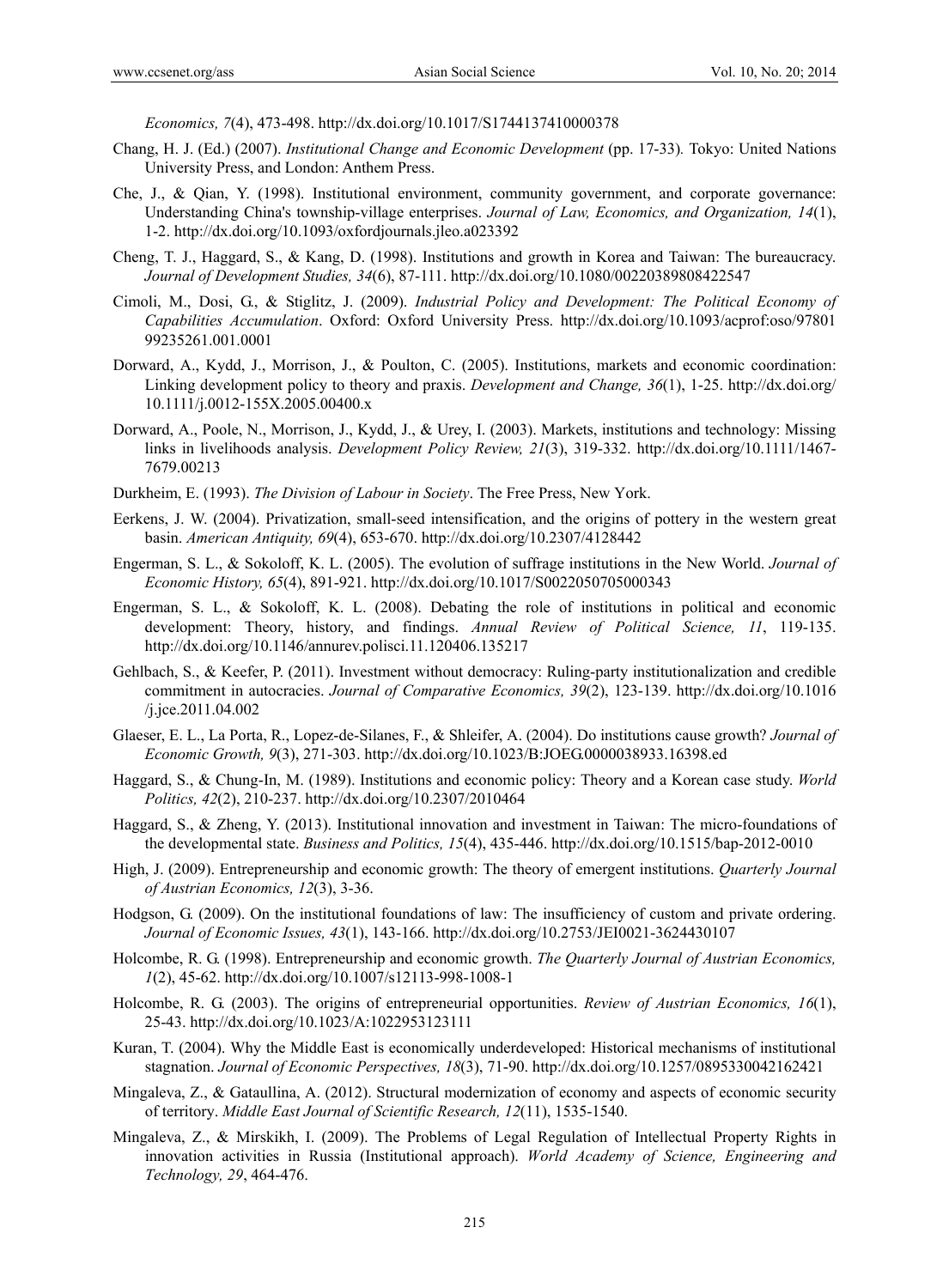*Economics, 7*(4), 473-498. http://dx.doi.org/10.1017/S1744137410000378

Chang, H. J. (Ed.) (2007). *Institutional Change and Economic Development* (pp. 17-33)*.* Tokyo: United Nations University Press, and London: Anthem Press.

Che, J., & Qian, Y. (1998). Institutional environment, community government, and corporate governance: Understanding China's township-village enterprises. *Journal of Law, Economics, and Organization, 14*(1), 1-2. http://dx.doi.org/10.1093/oxfordjournals.jleo.a023392

Cheng, T. J., Haggard, S., & Kang, D. (1998). Institutions and growth in Korea and Taiwan: The bureaucracy. *Journal of Development Studies, 34*(6), 87-111. http://dx.doi.org/10.1080/00220389808422547

Cimoli, M., Dosi, G., & Stiglitz, J. (2009). *Industrial Policy and Development: The Political Economy of Capabilities Accumulation*. Oxford: Oxford University Press. http://dx.doi.org/10.1093/acprof:oso/9780199235261.001.0001

Dorward, A., Kydd, J., Morrison, J., & Poulton, C. (2005). Institutions, markets and economic coordination: Linking development policy to theory and praxis. *Development and Change, 36*(1), 1-25. http://dx.doi.org/10.1111/j.0012-155X.2005.00400.x

Dorward, A., Poole, N., Morrison, J., Kydd, J., & Urey, I. (2003). Markets, institutions and technology: Missing links in livelihoods analysis. *Development Policy Review, 21*(3), 319-332. http://dx.doi.org/10.1111/1467-7679.00213

Durkheim, E. (1993). *The Division of Labour in Society*. The Free Press, New York.

Eerkens, J. W. (2004). Privatization, small-seed intensification, and the origins of pottery in the western great basin. *American Antiquity, 69*(4), 653-670. http://dx.doi.org/10.2307/4128442

Engerman, S. L., & Sokoloff, K. L. (2005). The evolution of suffrage institutions in the New World. *Journal of Economic History, 65*(4), 891-921. http://dx.doi.org/10.1017/S0022050705000343

Engerman, S. L., & Sokoloff, K. L. (2008). Debating the role of institutions in political and economic development: Theory, history, and findings. *Annual Review of Political Science, 11*, 119-135. http://dx.doi.org/10.1146/annurev.polisci.11.120406.135217

Gehlbach, S., & Keefer, P. (2011). Investment without democracy: Ruling-party institutionalization and credible commitment in autocracies. *Journal of Comparative Economics, 39*(2), 123-139. http://dx.doi.org/10.1016/j.jce.2011.04.002

Glaeser, E. L., La Porta, R., Lopez-de-Silanes, F., & Shleifer, A. (2004). Do institutions cause growth? *Journal of Economic Growth, 9*(3), 271-303. http://dx.doi.org/10.1023/B:JOEG.0000038933.16398.ed

Haggard, S., & Chung-In, M. (1989). Institutions and economic policy: Theory and a Korean case study. *World Politics, 42*(2), 210-237. http://dx.doi.org/10.2307/2010464

Haggard, S., & Zheng, Y. (2013). Institutional innovation and investment in Taiwan: The micro-foundations of the developmental state. *Business and Politics, 15*(4), 435-446. http://dx.doi.org/10.1515/bap-2012-0010

High, J. (2009). Entrepreneurship and economic growth: The theory of emergent institutions. *Quarterly Journal of Austrian Economics, 12*(3), 3-36.

Hodgson, G. (2009). On the institutional foundations of law: The insufficiency of custom and private ordering. *Journal of Economic Issues, 43*(1), 143-166. http://dx.doi.org/10.2753/JEI0021-3624430107

Holcombe, R. G. (1998). Entrepreneurship and economic growth. *The Quarterly Journal of Austrian Economics, 1*(2), 45-62. http://dx.doi.org/10.1007/s12113-998-1008-1

Holcombe, R. G. (2003). The origins of entrepreneurial opportunities. *Review of Austrian Economics, 16*(1), 25-43. http://dx.doi.org/10.1023/A:1022953123111

Kuran, T. (2004). Why the Middle East is economically underdeveloped: Historical mechanisms of institutional stagnation. *Journal of Economic Perspectives, 18*(3), 71-90. http://dx.doi.org/10.1257/0895330042162421

Mingaleva, Z., & Gataullina, A. (2012). Structural modernization of economy and aspects of economic security of territory. *Middle East Journal of Scientific Research, 12*(11), 1535-1540.

Mingaleva, Z., & Mirskikh, I. (2009). The Problems of Legal Regulation of Intellectual Property Rights in innovation activities in Russia (Institutional approach). *World Academy of Science, Engineering and Technology, 29*, 464-476.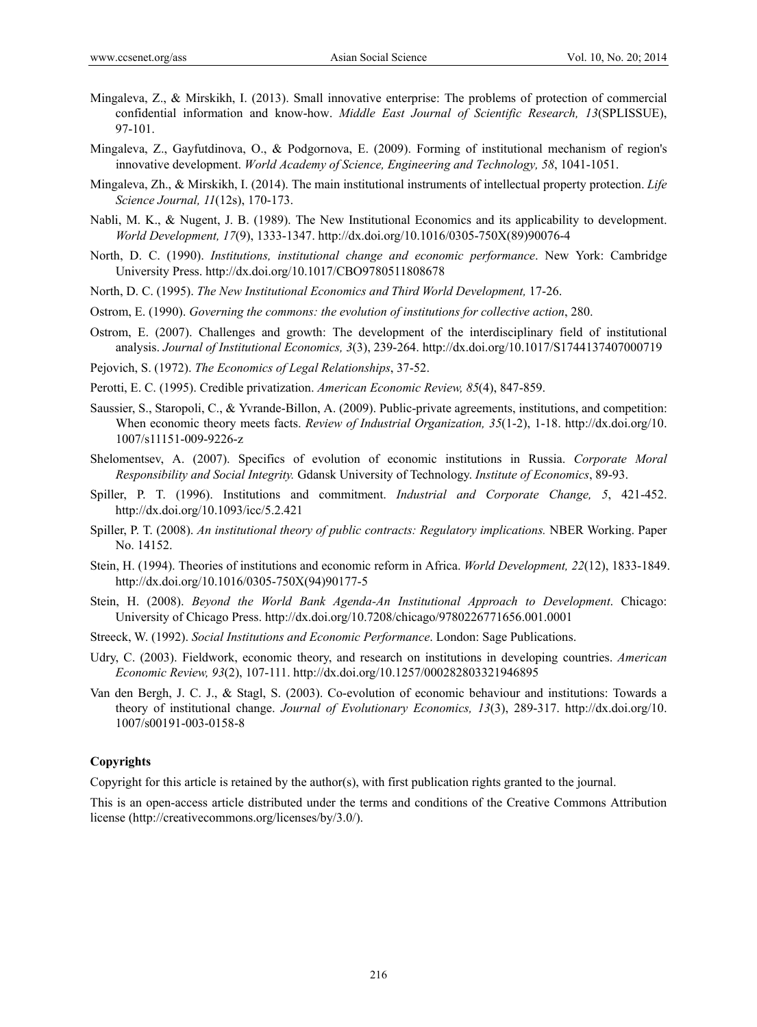Mingaleva, Z., & Mirskikh, I. (2013). Small innovative enterprise: The problems of protection of commercial confidential information and know-how. *Middle East Journal of Scientific Research, 13*(SPLISSUE), 97-101.

Mingaleva, Z., Gayfutdinova, O., & Podgornova, E. (2009). Forming of institutional mechanism of region's innovative development. *World Academy of Science, Engineering and Technology, 58*, 1041-1051.

Mingaleva, Zh., & Mirskikh, I. (2014). The main institutional instruments of intellectual property protection. *Life Science Journal, 11*(12s), 170-173.

Nabli, M. K., & Nugent, J. B. (1989). The New Institutional Economics and its applicability to development. *World Development, 17*(9), 1333-1347. http://dx.doi.org/10.1016/0305-750X(89)90076-4

North, D. C. (1990). *Institutions, institutional change and economic performance*. New York: Cambridge University Press. http://dx.doi.org/10.1017/CBO9780511808678

North, D. C. (1995). *The New Institutional Economics and Third World Development,* 17-26.

Ostrom, E. (1990). *Governing the commons: the evolution of institutions for collective action*, 280.

Ostrom, E. (2007). Challenges and growth: The development of the interdisciplinary field of institutional analysis. *Journal of Institutional Economics, 3*(3), 239-264. http://dx.doi.org/10.1017/S1744137407000719

Pejovich, S. (1972). *The Economics of Legal Relationships*, 37-52.

Perotti, E. C. (1995). Credible privatization. *American Economic Review, 85*(4), 847-859.

Saussier, S., Staropoli, C., & Yvrande-Billon, A. (2009). Public-private agreements, institutions, and competition: When economic theory meets facts. *Review of Industrial Organization, 35*(1-2), 1-18. http://dx.doi.org/10.1007/s11151-009-9226-z

Shelomentsev, A. (2007). Specifics of evolution of economic institutions in Russia. *Corporate Moral Responsibility and Social Integrity.* Gdansk University of Technology. *Institute of Economics*, 89-93.

Spiller, P. T. (1996). Institutions and commitment. *Industrial and Corporate Change, 5*, 421-452. http://dx.doi.org/10.1093/icc/5.2.421

Spiller, P. T. (2008). *An institutional theory of public contracts: Regulatory implications.* NBER Working. Paper No. 14152.

Stein, H. (1994). Theories of institutions and economic reform in Africa. *World Development, 22*(12), 1833-1849. http://dx.doi.org/10.1016/0305-750X(94)90177-5

Stein, H. (2008). *Beyond the World Bank Agenda-An Institutional Approach to Development*. Chicago: University of Chicago Press. http://dx.doi.org/10.7208/chicago/9780226771656.001.0001

Streeck, W. (1992). *Social Institutions and Economic Performance*. London: Sage Publications.

Udry, C. (2003). Fieldwork, economic theory, and research on institutions in developing countries. *American Economic Review, 93*(2), 107-111. http://dx.doi.org/10.1257/000282803321946895

Van den Bergh, J. C. J., & Stagl, S. (2003). Co-evolution of economic behaviour and institutions: Towards a theory of institutional change. *Journal of Evolutionary Economics, 13*(3), 289-317. http://dx.doi.org/10.1007/s00191-003-0158-8

### Copyrights

Copyright for this article is retained by the author(s), with first publication rights granted to the journal.

This is an open-access article distributed under the terms and conditions of the Creative Commons Attribution license (http://creativecommons.org/licenses/by/3.0/).